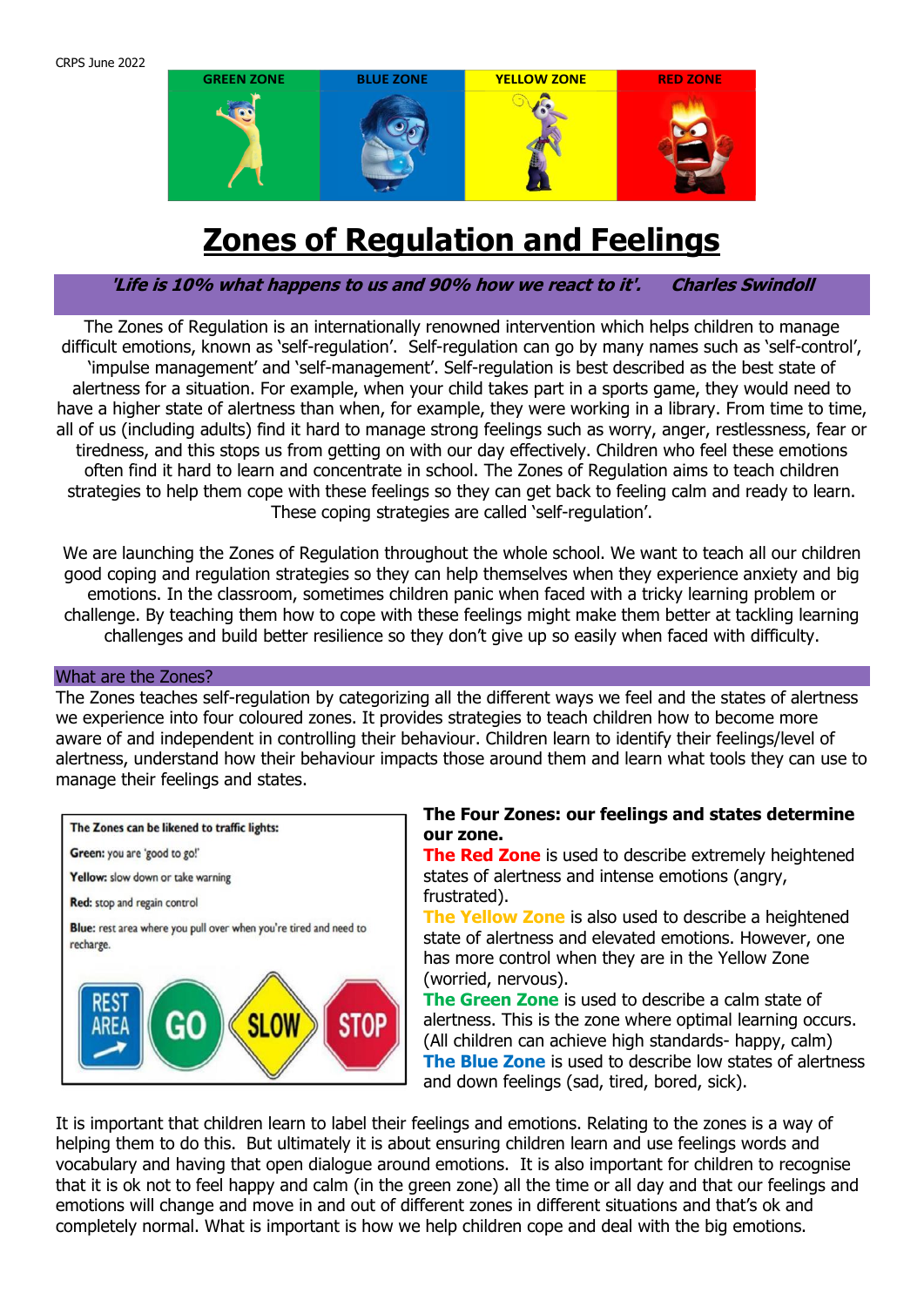CRPS June 2022

| GREEN ZONE | BLUE ZONE | YELLOW ZONE | RED ZONE |
| --- | --- | --- | --- |

# Zones of Regulation and Feelings

***'Life is 10% what happens to us and 90% how we react to it'. Charles Swindoll***

The Zones of Regulation is an internationally renowned intervention which helps children to manage difficult emotions, known as 'self-regulation'. Self-regulation can go by many names such as 'self-control', 'impulse management' and 'self-management'. Self-regulation is best described as the best state of alertness for a situation. For example, when your child takes part in a sports game, they would need to have a higher state of alertness than when, for example, they were working in a library. From time to time, all of us (including adults) find it hard to manage strong feelings such as worry, anger, restlessness, fear or tiredness, and this stops us from getting on with our day effectively. Children who feel these emotions often find it hard to learn and concentrate in school. The Zones of Regulation aims to teach children strategies to help them cope with these feelings so they can get back to feeling calm and ready to learn. These coping strategies are called 'self-regulation'.

We are launching the Zones of Regulation throughout the whole school. We want to teach all our children good coping and regulation strategies so they can help themselves when they experience anxiety and big emotions. In the classroom, sometimes children panic when faced with a tricky learning problem or challenge. By teaching them how to cope with these feelings might make them better at tackling learning challenges and build better resilience so they don't give up so easily when faced with difficulty.

## What are the Zones?

The Zones teaches self-regulation by categorizing all the different ways we feel and the states of alertness we experience into four coloured zones. It provides strategies to teach children how to become more aware of and independent in controlling their behaviour. Children learn to identify their feelings/level of alertness, understand how their behaviour impacts those around them and learn what tools they can use to manage their feelings and states.

**The Zones can be likened to traffic lights:**

**Green:** you are 'good to go!'

**Yellow:** slow down or take warning

**Red:** stop and regain control

**Blue:** rest area where you pull over when you're tired and need to recharge.

REST AREA | GO | SLOW | STOP

**The Four Zones: our feelings and states determine our zone.**

**The Red Zone** is used to describe extremely heightened states of alertness and intense emotions (angry, frustrated).

**The Yellow Zone** is also used to describe a heightened state of alertness and elevated emotions. However, one has more control when they are in the Yellow Zone (worried, nervous).

**The Green Zone** is used to describe a calm state of alertness. This is the zone where optimal learning occurs. (All children can achieve high standards- happy, calm)

**The Blue Zone** is used to describe low states of alertness and down feelings (sad, tired, bored, sick).

It is important that children learn to label their feelings and emotions. Relating to the zones is a way of helping them to do this. But ultimately it is about ensuring children learn and use feelings words and vocabulary and having that open dialogue around emotions. It is also important for children to recognise that it is ok not to feel happy and calm (in the green zone) all the time or all day and that our feelings and emotions will change and move in and out of different zones in different situations and that's ok and completely normal. What is important is how we help children cope and deal with the big emotions.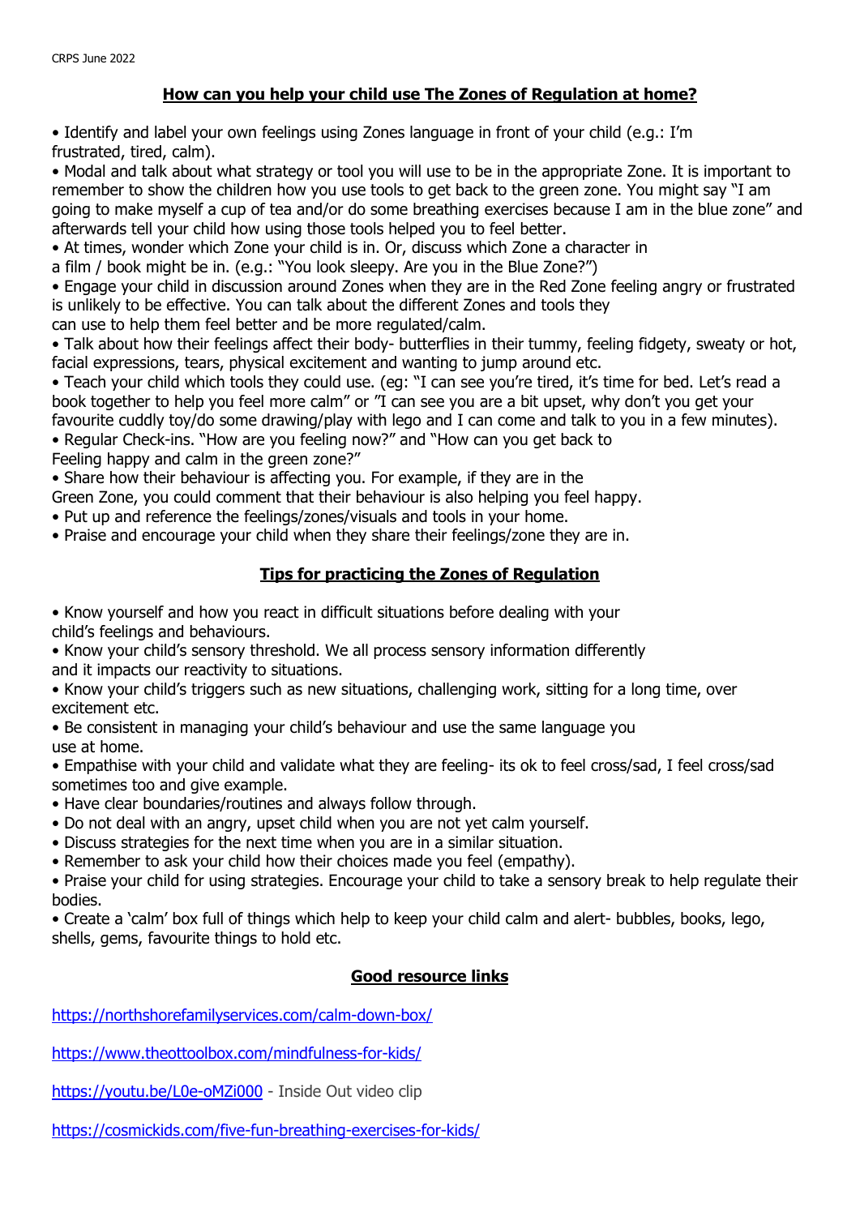## How can you help your child use The Zones of Regulation at home?

- Identify and label your own feelings using Zones language in front of your child (e.g.: I'm frustrated, tired, calm).
- Modal and talk about what strategy or tool you will use to be in the appropriate Zone. It is important to remember to show the children how you use tools to get back to the green zone. You might say "I am going to make myself a cup of tea and/or do some breathing exercises because I am in the blue zone" and afterwards tell your child how using those tools helped you to feel better.
- At times, wonder which Zone your child is in. Or, discuss which Zone a character in a film / book might be in. (e.g.: "You look sleepy. Are you in the Blue Zone?")
- Engage your child in discussion around Zones when they are in the Red Zone feeling angry or frustrated is unlikely to be effective. You can talk about the different Zones and tools they can use to help them feel better and be more regulated/calm.
- Talk about how their feelings affect their body- butterflies in their tummy, feeling fidgety, sweaty or hot, facial expressions, tears, physical excitement and wanting to jump around etc.
- Teach your child which tools they could use. (eg: "I can see you're tired, it's time for bed. Let's read a book together to help you feel more calm" or "I can see you are a bit upset, why don't you get your favourite cuddly toy/do some drawing/play with lego and I can come and talk to you in a few minutes).
- Regular Check-ins. "How are you feeling now?" and "How can you get back to Feeling happy and calm in the green zone?"
- Share how their behaviour is affecting you. For example, if they are in the Green Zone, you could comment that their behaviour is also helping you feel happy.
- Put up and reference the feelings/zones/visuals and tools in your home.
- Praise and encourage your child when they share their feelings/zone they are in.

## Tips for practicing the Zones of Regulation

- Know yourself and how you react in difficult situations before dealing with your child's feelings and behaviours.
- Know your child's sensory threshold. We all process sensory information differently and it impacts our reactivity to situations.
- Know your child's triggers such as new situations, challenging work, sitting for a long time, over excitement etc.
- Be consistent in managing your child's behaviour and use the same language you use at home.
- Empathise with your child and validate what they are feeling- its ok to feel cross/sad, I feel cross/sad sometimes too and give example.
- Have clear boundaries/routines and always follow through.
- Do not deal with an angry, upset child when you are not yet calm yourself.
- Discuss strategies for the next time when you are in a similar situation.
- Remember to ask your child how their choices made you feel (empathy).
- Praise your child for using strategies. Encourage your child to take a sensory break to help regulate their bodies.
- Create a 'calm' box full of things which help to keep your child calm and alert- bubbles, books, lego, shells, gems, favourite things to hold etc.

## Good resource links

https://northshorefamilyservices.com/calm-down-box/

https://www.theottoolbox.com/mindfulness-for-kids/

https://youtu.be/L0e-oMZi000 - Inside Out video clip

https://cosmickids.com/five-fun-breathing-exercises-for-kids/